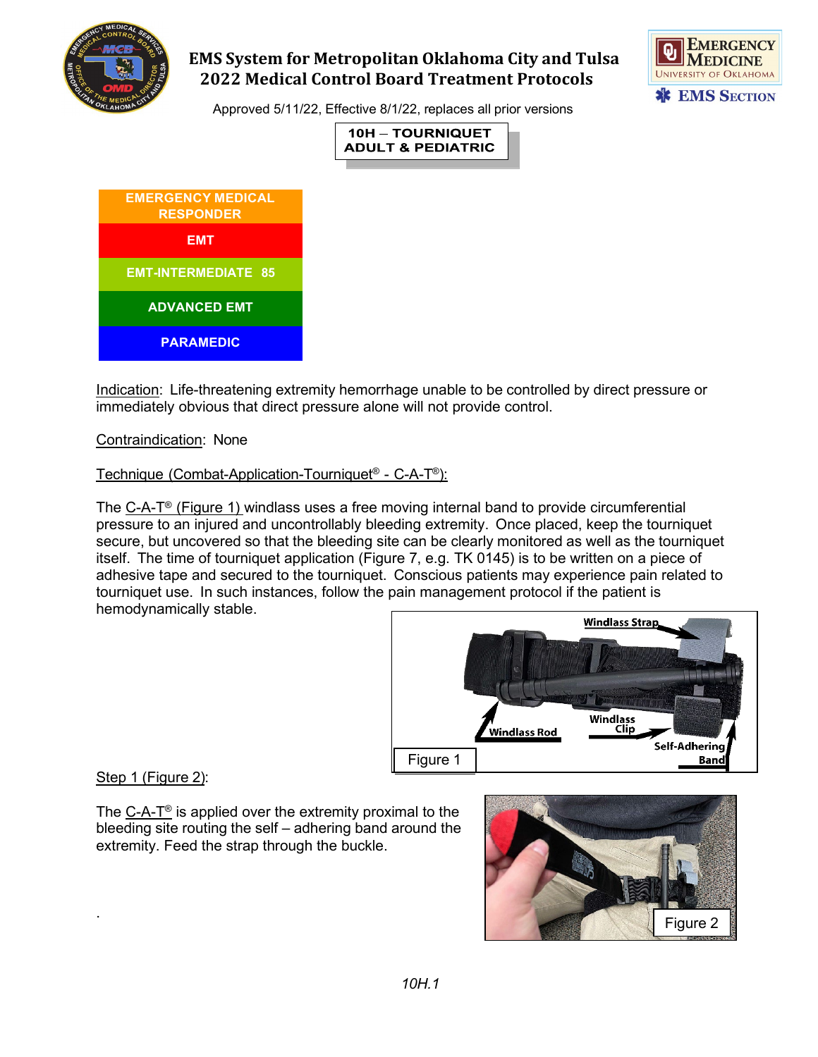# EMS System for Metropolitan Oklahoma City and Tulsa
# 2022 Medical Control Board Treatment Protocols

Approved 5/11/22, Effective 8/1/22, replaces all prior versions

## 10H – TOURNIQUET ADULT & PEDIATRIC

- EMERGENCY MEDICAL RESPONDER
- EMT
- EMT-INTERMEDIATE 85
- ADVANCED EMT
- PARAMEDIC

Indication: Life-threatening extremity hemorrhage unable to be controlled by direct pressure or immediately obvious that direct pressure alone will not provide control.

Contraindication: None

Technique (Combat-Application-Tourniquet® - C-A-T®):

The C-A-T® (Figure 1) windlass uses a free moving internal band to provide circumferential pressure to an injured and uncontrollably bleeding extremity. Once placed, keep the tourniquet secure, but uncovered so that the bleeding site can be clearly monitored as well as the tourniquet itself. The time of tourniquet application (Figure 7, e.g. TK 0145) is to be written on a piece of adhesive tape and secured to the tourniquet. Conscious patients may experience pain related to tourniquet use. In such instances, follow the pain management protocol if the patient is hemodynamically stable.

Windlass Strap, Windlass Rod, Windlass Clip, Self-Adhering Band

Figure 1

Step 1 (Figure 2):

The C-A-T® is applied over the extremity proximal to the bleeding site routing the self – adhering band around the extremity. Feed the strap through the buckle.

Figure 2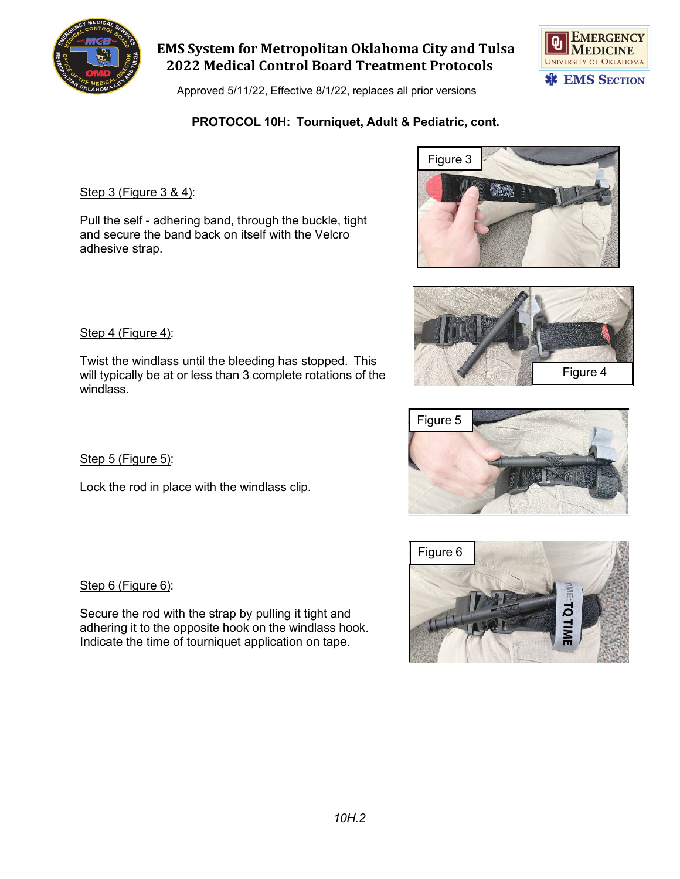## PROTOCOL 10H: Tourniquet, Adult & Pediatric, cont.

Step 3 (Figure 3 & 4):

Pull the self - adhering band, through the buckle, tight and secure the band back on itself with the Velcro adhesive strap.

Figure 3

Step 4 (Figure 4):

Twist the windlass until the bleeding has stopped. This will typically be at or less than 3 complete rotations of the windlass.

Figure 4

Step 5 (Figure 5):

Lock the rod in place with the windlass clip.

Figure 5

Step 6 (Figure 6):

Secure the rod with the strap by pulling it tight and adhering it to the opposite hook on the windlass hook. Indicate the time of tourniquet application on tape.

Figure 6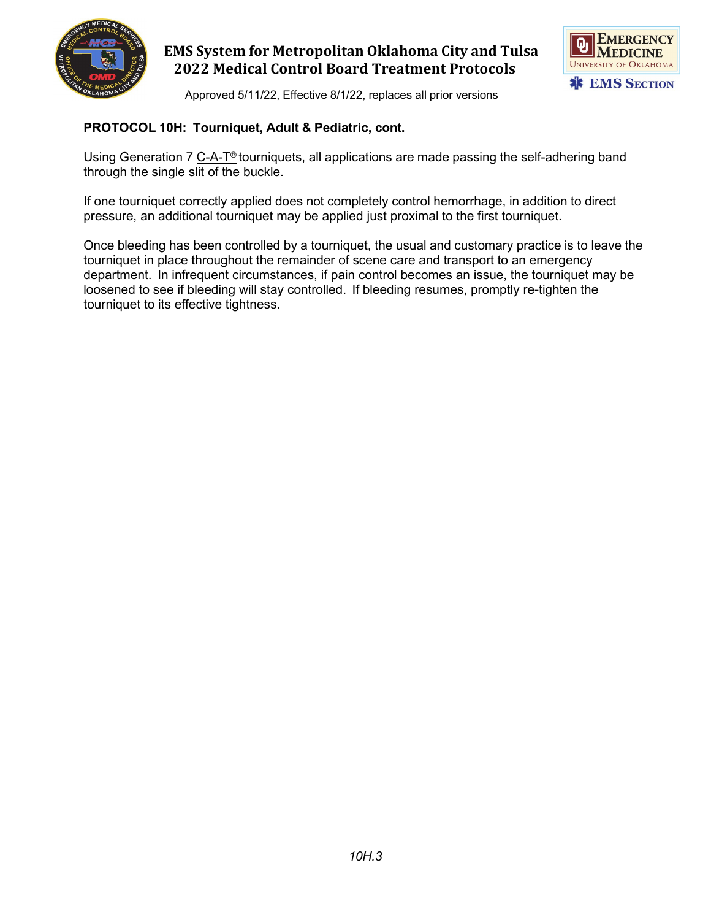**PROTOCOL 10H: Tourniquet, Adult & Pediatric, cont.**

Using Generation 7 C-A-T® tourniquets, all applications are made passing the self-adhering band through the single slit of the buckle.

If one tourniquet correctly applied does not completely control hemorrhage, in addition to direct pressure, an additional tourniquet may be applied just proximal to the first tourniquet.

Once bleeding has been controlled by a tourniquet, the usual and customary practice is to leave the tourniquet in place throughout the remainder of scene care and transport to an emergency department. In infrequent circumstances, if pain control becomes an issue, the tourniquet may be loosened to see if bleeding will stay controlled. If bleeding resumes, promptly re-tighten the tourniquet to its effective tightness.